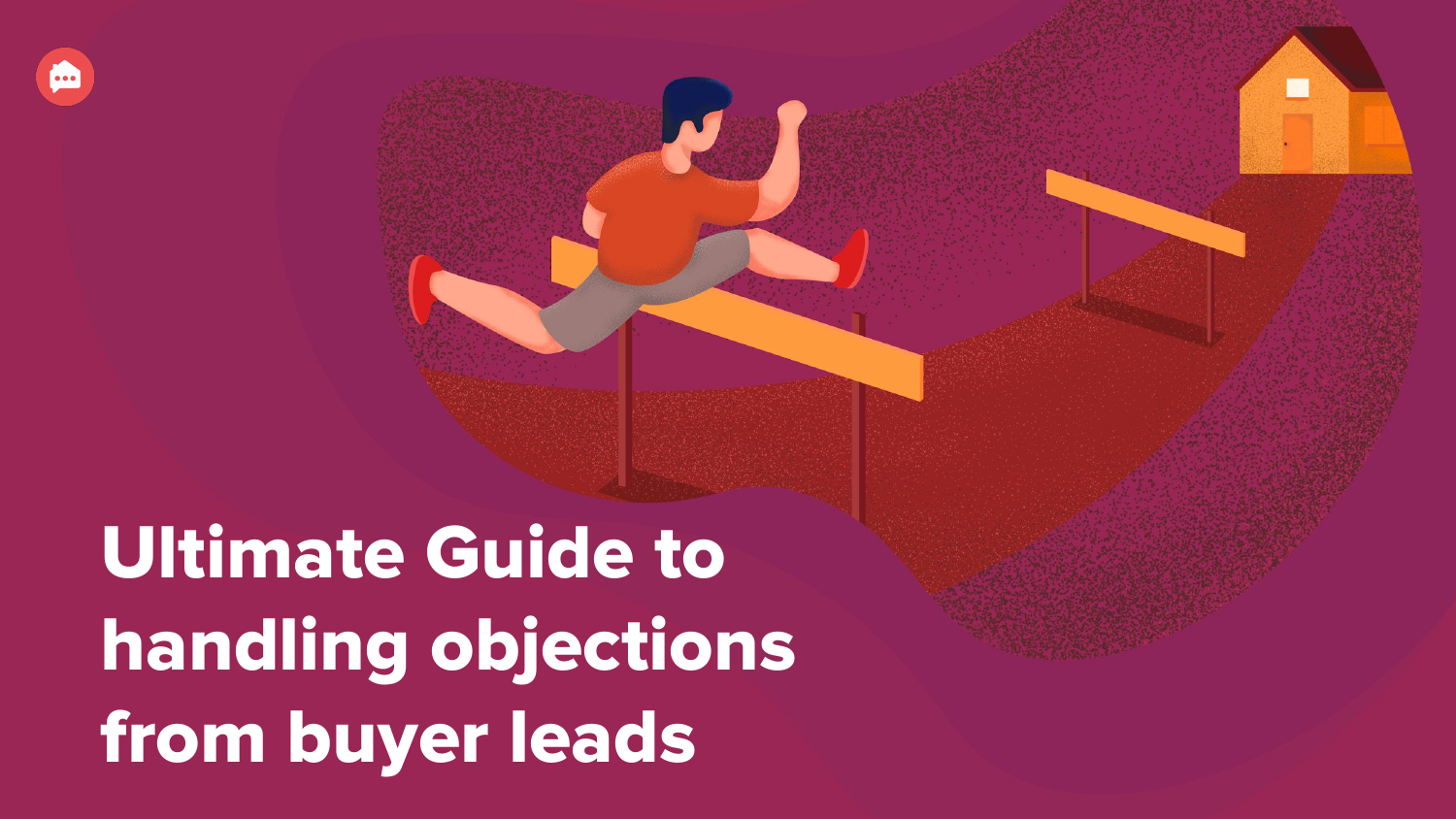# Ultimate Guide to handling objections from buyer leads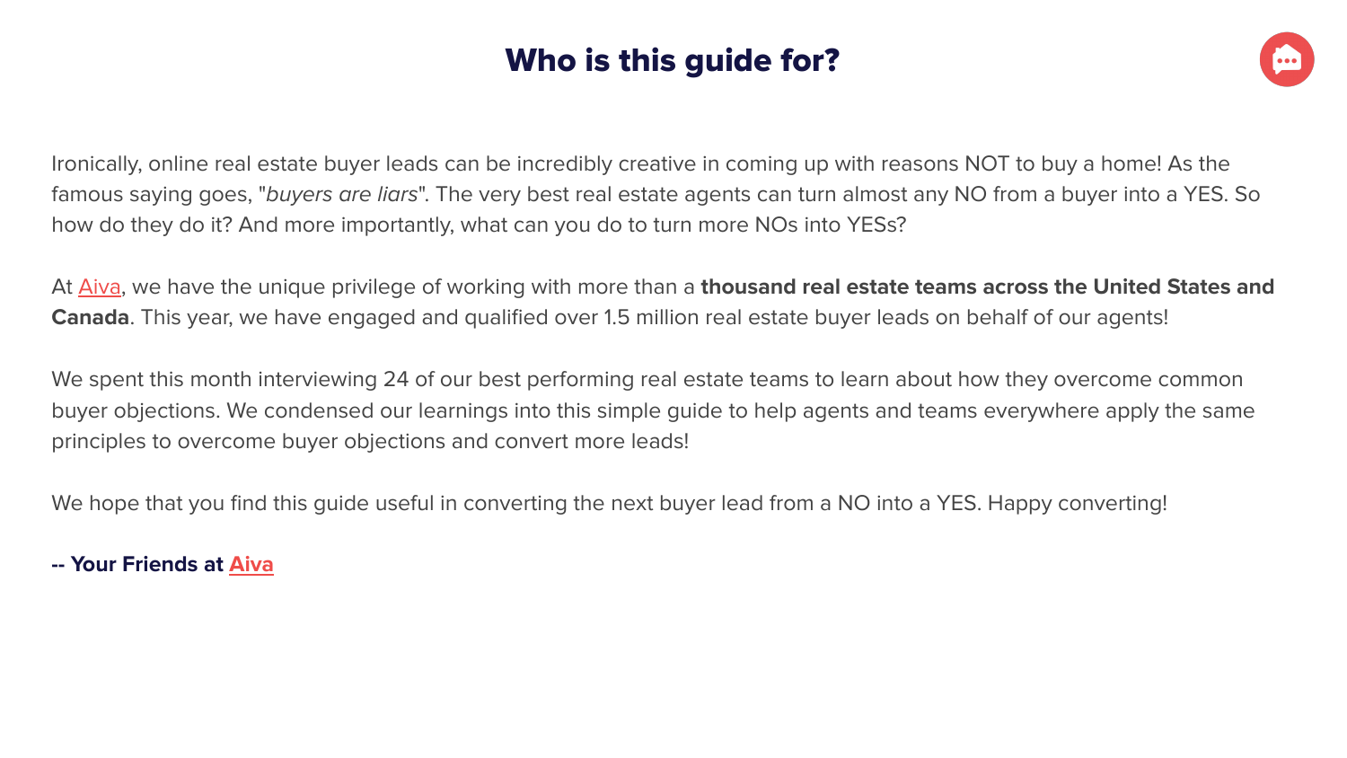# Who is this guide for?

Ironically, online real estate buyer leads can be incredibly creative in coming up with reasons NOT to buy a home! As the famous saying goes, "*buyers are liars*". The very best real estate agents can turn almost any NO from a buyer into a YES. So how do they do it? And more importantly, what can you do to turn more NOs into YESs?

At Aiva, we have the unique privilege of working with more than a **thousand real estate teams across the United States and Canada**. This year, we have engaged and qualified over 1.5 million real estate buyer leads on behalf of our agents!

We spent this month interviewing 24 of our best performing real estate teams to learn about how they overcome common buyer objections. We condensed our learnings into this simple guide to help agents and teams everywhere apply the same principles to overcome buyer objections and convert more leads!

We hope that you find this guide useful in converting the next buyer lead from a NO into a YES. Happy converting!

**-- Your Friends at Aiva**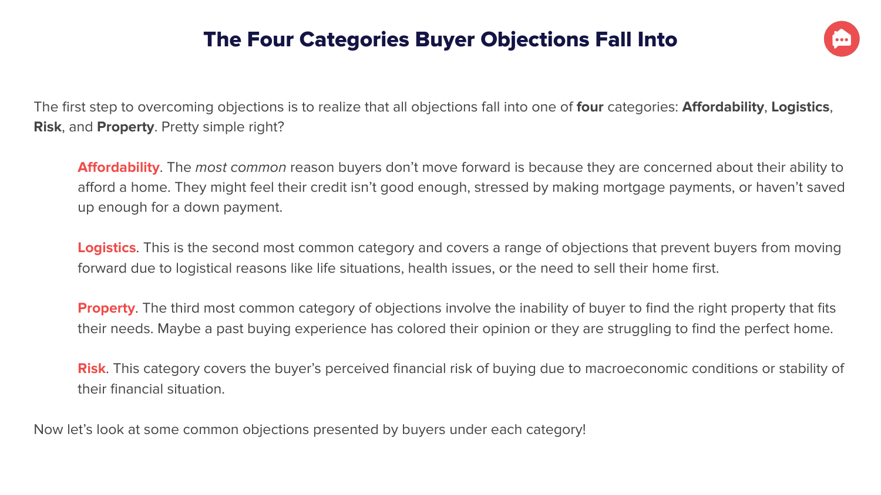# The Four Categories Buyer Objections Fall Into

The first step to overcoming objections is to realize that all objections fall into one of **four** categories: **Affordability**, **Logistics**, **Risk**, and **Property**. Pretty simple right?

> **Affordability**. The *most common* reason buyers don't move forward is because they are concerned about their ability to afford a home. They might feel their credit isn't good enough, stressed by making mortgage payments, or haven't saved up enough for a down payment.
>
> **Logistics**. This is the second most common category and covers a range of objections that prevent buyers from moving forward due to logistical reasons like life situations, health issues, or the need to sell their home first.
>
> **Property**. The third most common category of objections involve the inability of buyer to find the right property that fits their needs. Maybe a past buying experience has colored their opinion or they are struggling to find the perfect home.
>
> **Risk**. This category covers the buyer's perceived financial risk of buying due to macroeconomic conditions or stability of their financial situation.

Now let's look at some common objections presented by buyers under each category!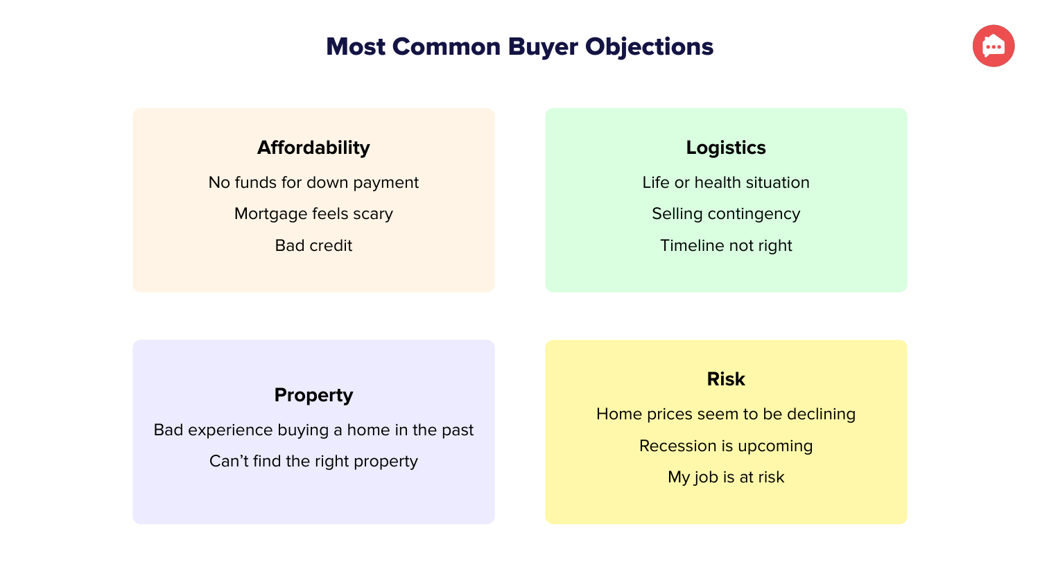# Most Common Buyer Objections

### Affordability

No funds for down payment

Mortgage feels scary

Bad credit

### Logistics

Life or health situation

Selling contingency

Timeline not right

### Property

Bad experience buying a home in the past

Can't find the right property

### Risk

Home prices seem to be declining

Recession is upcoming

My job is at risk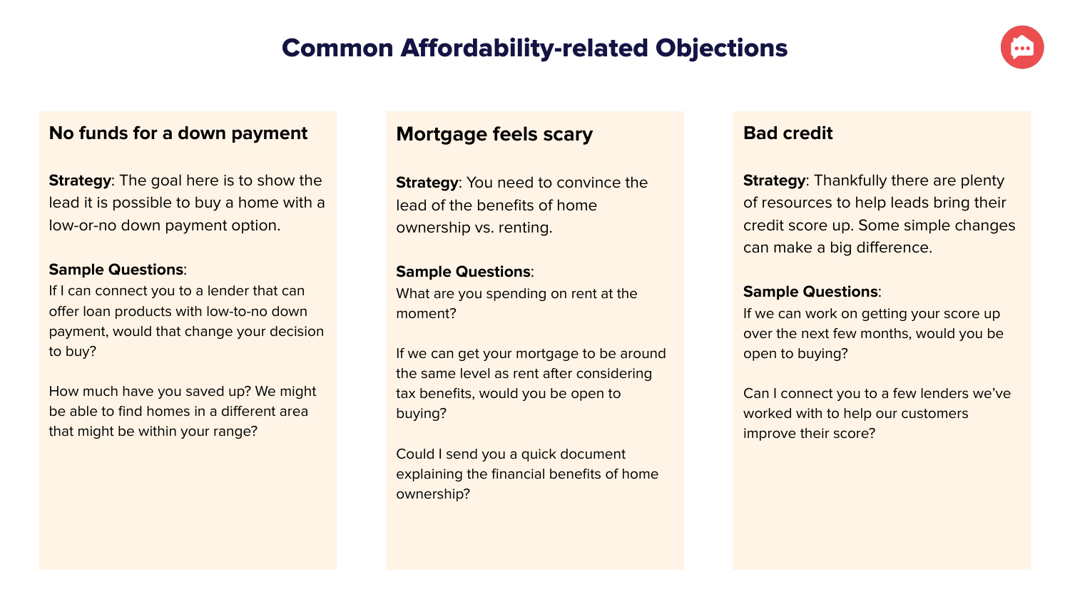# Common Affordability-related Objections

## No funds for a down payment

**Strategy**: The goal here is to show the lead it is possible to buy a home with a low-or-no down payment option.

**Sample Questions**:

If I can connect you to a lender that can offer loan products with low-to-no down payment, would that change your decision to buy?

How much have you saved up? We might be able to find homes in a different area that might be within your range?

## Mortgage feels scary

**Strategy**: You need to convince the lead of the benefits of home ownership vs. renting.

**Sample Questions**:

What are you spending on rent at the moment?

If we can get your mortgage to be around the same level as rent after considering tax benefits, would you be open to buying?

Could I send you a quick document explaining the financial benefits of home ownership?

## Bad credit

**Strategy**: Thankfully there are plenty of resources to help leads bring their credit score up. Some simple changes can make a big difference.

**Sample Questions**:

If we can work on getting your score up over the next few months, would you be open to buying?

Can I connect you to a few lenders we've worked with to help our customers improve their score?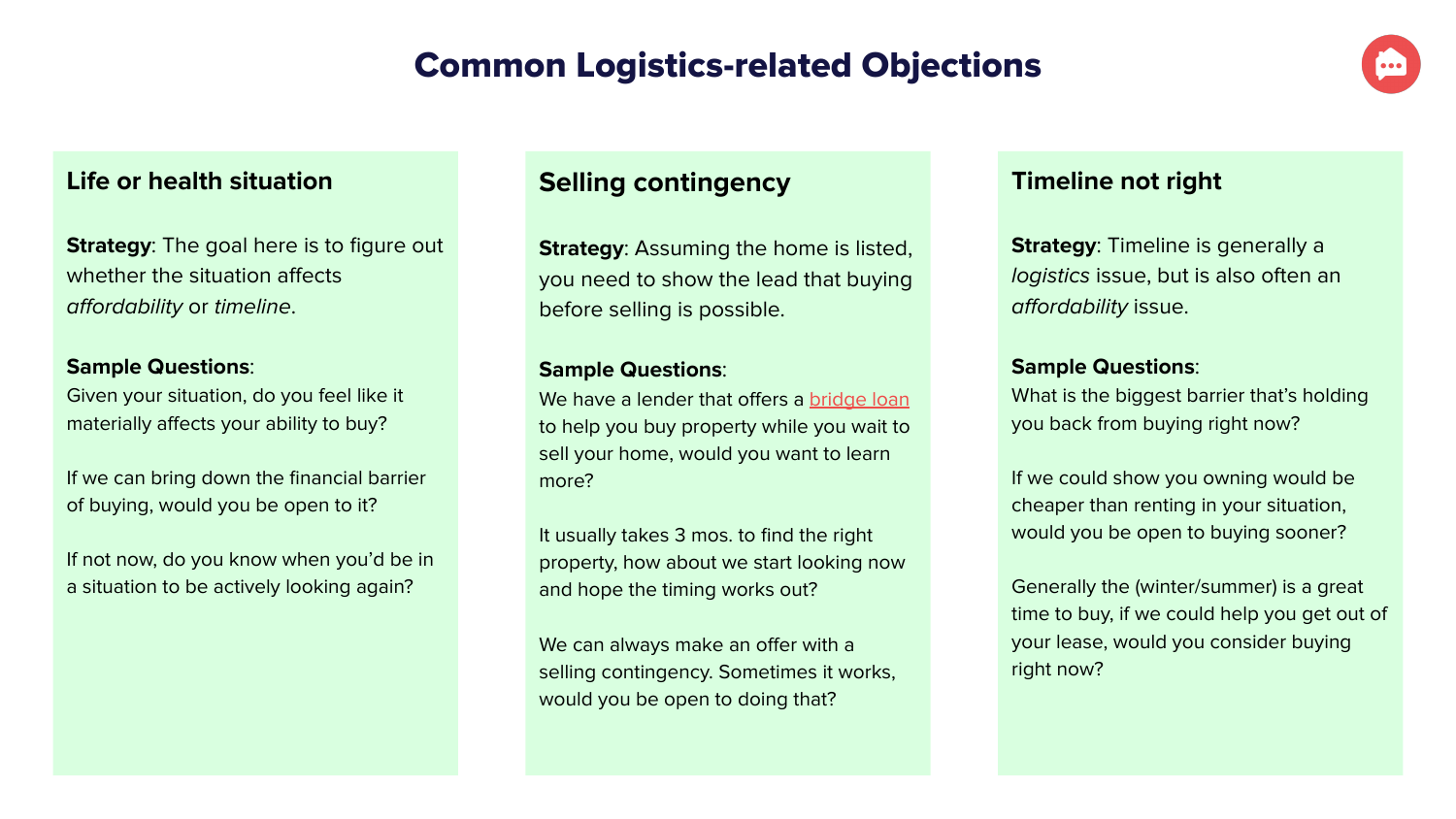# Common Logistics-related Objections

## Life or health situation

**Strategy**: The goal here is to figure out whether the situation affects *affordability* or *timeline*.

**Sample Questions**:

Given your situation, do you feel like it materially affects your ability to buy?

If we can bring down the financial barrier of buying, would you be open to it?

If not now, do you know when you'd be in a situation to be actively looking again?

## Selling contingency

**Strategy**: Assuming the home is listed, you need to show the lead that buying before selling is possible.

**Sample Questions**:

We have a lender that offers a bridge loan to help you buy property while you wait to sell your home, would you want to learn more?

It usually takes 3 mos. to find the right property, how about we start looking now and hope the timing works out?

We can always make an offer with a selling contingency. Sometimes it works, would you be open to doing that?

## Timeline not right

**Strategy**: Timeline is generally a *logistics* issue, but is also often an *affordability* issue.

**Sample Questions**:

What is the biggest barrier that's holding you back from buying right now?

If we could show you owning would be cheaper than renting in your situation, would you be open to buying sooner?

Generally the (winter/summer) is a great time to buy, if we could help you get out of your lease, would you consider buying right now?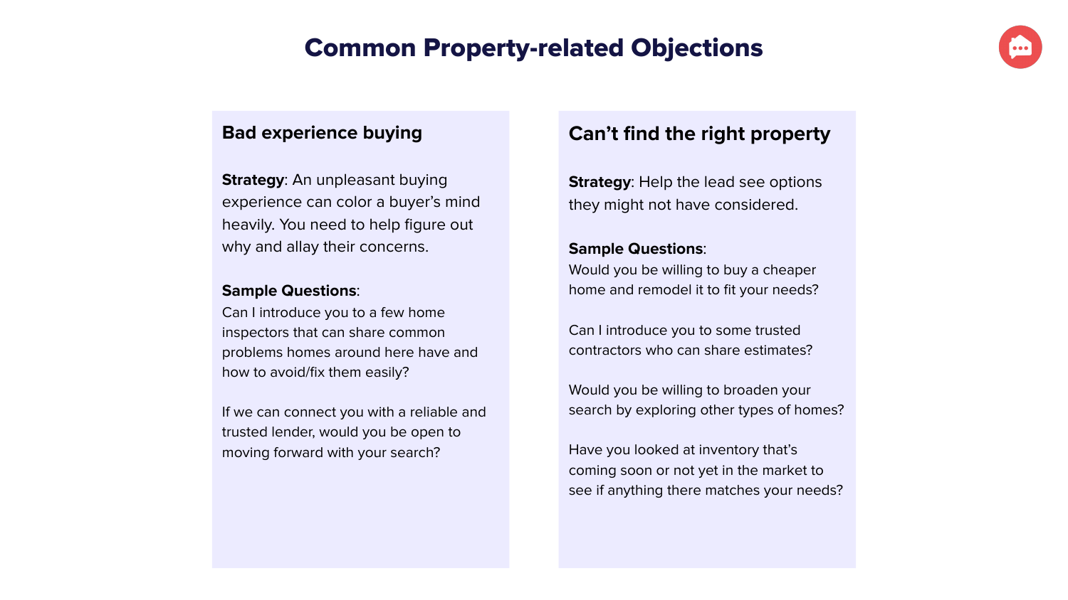# Common Property-related Objections

## Bad experience buying

**Strategy**: An unpleasant buying experience can color a buyer's mind heavily. You need to help figure out why and allay their concerns.

**Sample Questions**:

Can I introduce you to a few home inspectors that can share common problems homes around here have and how to avoid/fix them easily?

If we can connect you with a reliable and trusted lender, would you be open to moving forward with your search?

## Can't find the right property

**Strategy**: Help the lead see options they might not have considered.

**Sample Questions**:

Would you be willing to buy a cheaper home and remodel it to fit your needs?

Can I introduce you to some trusted contractors who can share estimates?

Would you be willing to broaden your search by exploring other types of homes?

Have you looked at inventory that's coming soon or not yet in the market to see if anything there matches your needs?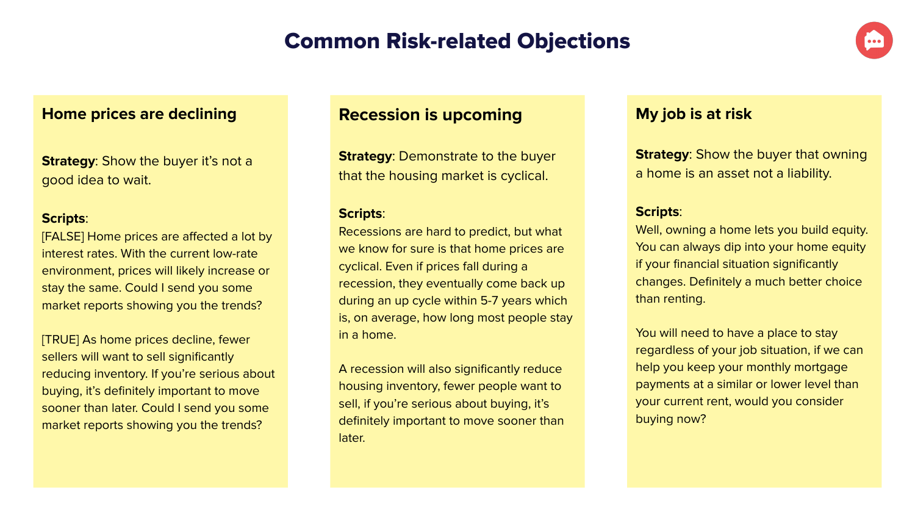# Common Risk-related Objections

## Home prices are declining

**Strategy**: Show the buyer it's not a good idea to wait.

**Scripts**:
[FALSE] Home prices are affected a lot by interest rates. With the current low-rate environment, prices will likely increase or stay the same. Could I send you some market reports showing you the trends?

[TRUE] As home prices decline, fewer sellers will want to sell significantly reducing inventory. If you're serious about buying, it's definitely important to move sooner than later. Could I send you some market reports showing you the trends?

## Recession is upcoming

**Strategy**: Demonstrate to the buyer that the housing market is cyclical.

**Scripts**:
Recessions are hard to predict, but what we know for sure is that home prices are cyclical. Even if prices fall during a recession, they eventually come back up during an up cycle within 5-7 years which is, on average, how long most people stay in a home.

A recession will also significantly reduce housing inventory, fewer people want to sell, if you're serious about buying, it's definitely important to move sooner than later.

## My job is at risk

**Strategy**: Show the buyer that owning a home is an asset not a liability.

**Scripts**:
Well, owning a home lets you build equity. You can always dip into your home equity if your financial situation significantly changes. Definitely a much better choice than renting.

You will need to have a place to stay regardless of your job situation, if we can help you keep your monthly mortgage payments at a similar or lower level than your current rent, would you consider buying now?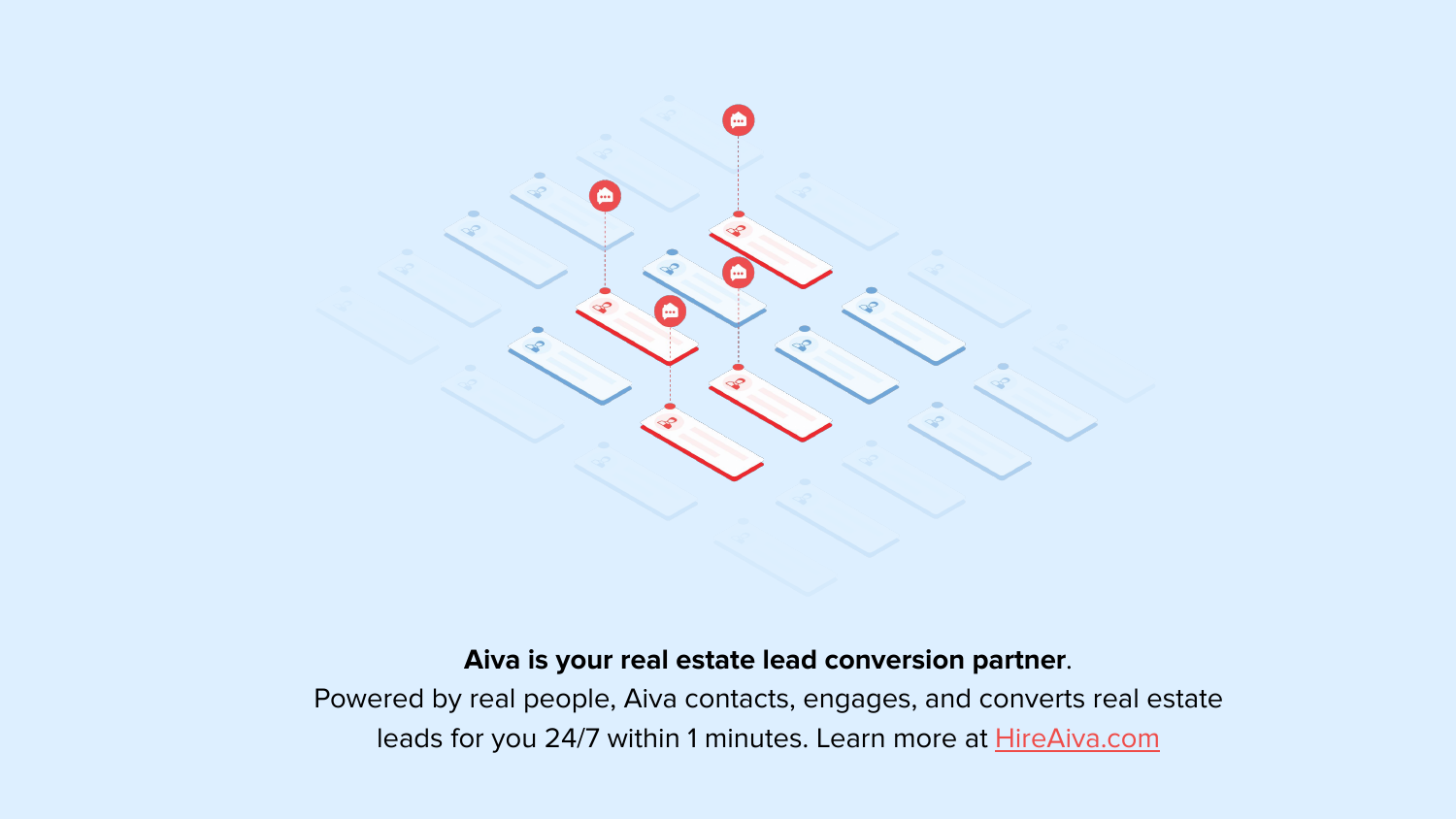**Aiva is your real estate lead conversion partner**.

Powered by real people, Aiva contacts, engages, and converts real estate leads for you 24/7 within 1 minutes. Learn more at HireAiva.com